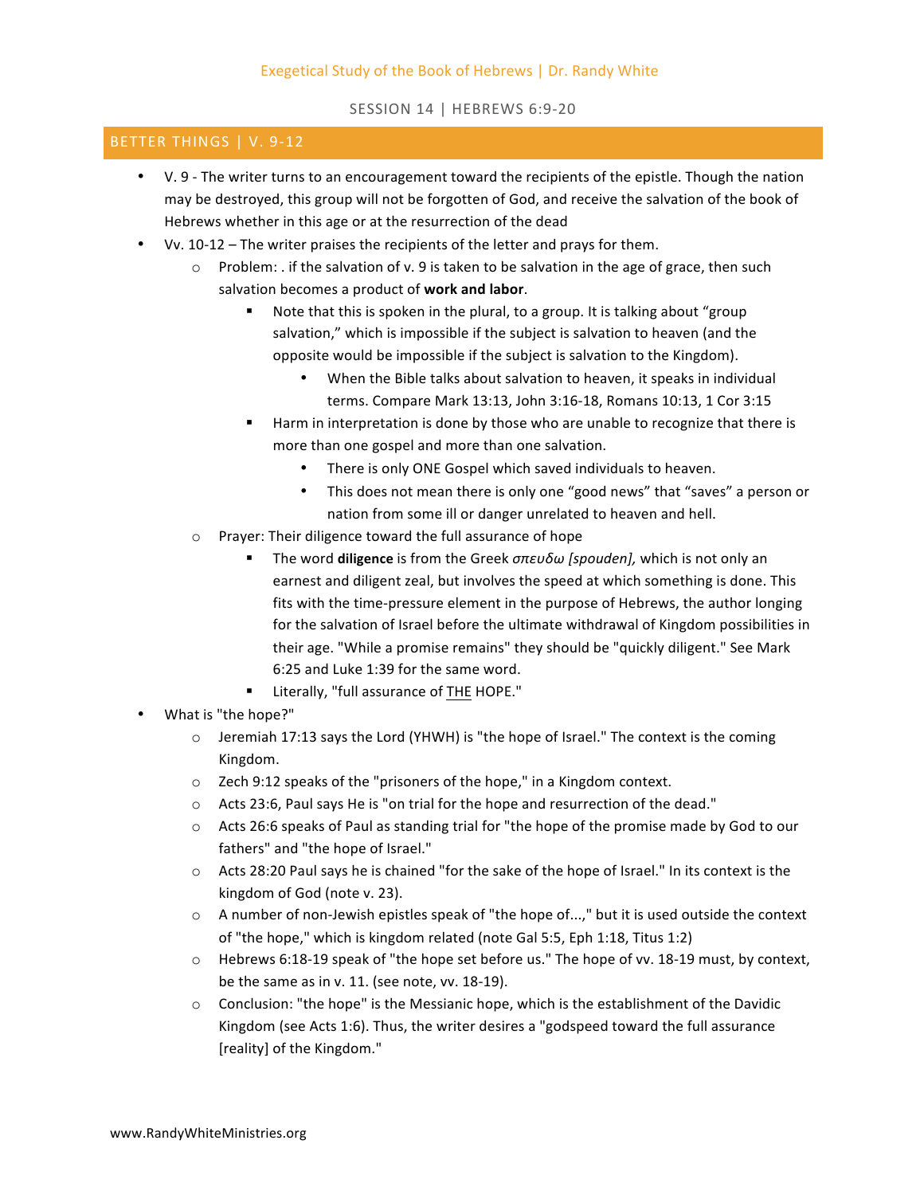Exegetical Study of the Book of Hebrews | Dr. Randy White

SESSION 14 | HEBREWS 6:9-20

## BETTER THINGS | V. 9-12

- V. 9 - The writer turns to an encouragement toward the recipients of the epistle. Though the nation may be destroyed, this group will not be forgotten of God, and receive the salvation of the book of Hebrews whether in this age or at the resurrection of the dead
- Vv. 10-12 – The writer praises the recipients of the letter and prays for them.
  - Problem: . if the salvation of v. 9 is taken to be salvation in the age of grace, then such salvation becomes a product of **work and labor**.
    - Note that this is spoken in the plural, to a group. It is talking about "group salvation," which is impossible if the subject is salvation to heaven (and the opposite would be impossible if the subject is salvation to the Kingdom).
      - When the Bible talks about salvation to heaven, it speaks in individual terms. Compare Mark 13:13, John 3:16-18, Romans 10:13, 1 Cor 3:15
    - Harm in interpretation is done by those who are unable to recognize that there is more than one gospel and more than one salvation.
      - There is only ONE Gospel which saved individuals to heaven.
      - This does not mean there is only one "good news" that "saves" a person or nation from some ill or danger unrelated to heaven and hell.
  - Prayer: Their diligence toward the full assurance of hope
    - The word **diligence** is from the Greek *σπευδω [spouden],* which is not only an earnest and diligent zeal, but involves the speed at which something is done. This fits with the time-pressure element in the purpose of Hebrews, the author longing for the salvation of Israel before the ultimate withdrawal of Kingdom possibilities in their age. "While a promise remains" they should be "quickly diligent." See Mark 6:25 and Luke 1:39 for the same word.
    - Literally, "full assurance of <u>THE</u> HOPE."
- What is "the hope?"
  - Jeremiah 17:13 says the Lord (YHWH) is "the hope of Israel." The context is the coming Kingdom.
  - Zech 9:12 speaks of the "prisoners of the hope," in a Kingdom context.
  - Acts 23:6, Paul says He is "on trial for the hope and resurrection of the dead."
  - Acts 26:6 speaks of Paul as standing trial for "the hope of the promise made by God to our fathers" and "the hope of Israel."
  - Acts 28:20 Paul says he is chained "for the sake of the hope of Israel." In its context is the kingdom of God (note v. 23).
  - A number of non-Jewish epistles speak of "the hope of...," but it is used outside the context of "the hope," which is kingdom related (note Gal 5:5, Eph 1:18, Titus 1:2)
  - Hebrews 6:18-19 speak of "the hope set before us." The hope of vv. 18-19 must, by context, be the same as in v. 11. (see note, vv. 18-19).
  - Conclusion: "the hope" is the Messianic hope, which is the establishment of the Davidic Kingdom (see Acts 1:6). Thus, the writer desires a "godspeed toward the full assurance [reality] of the Kingdom."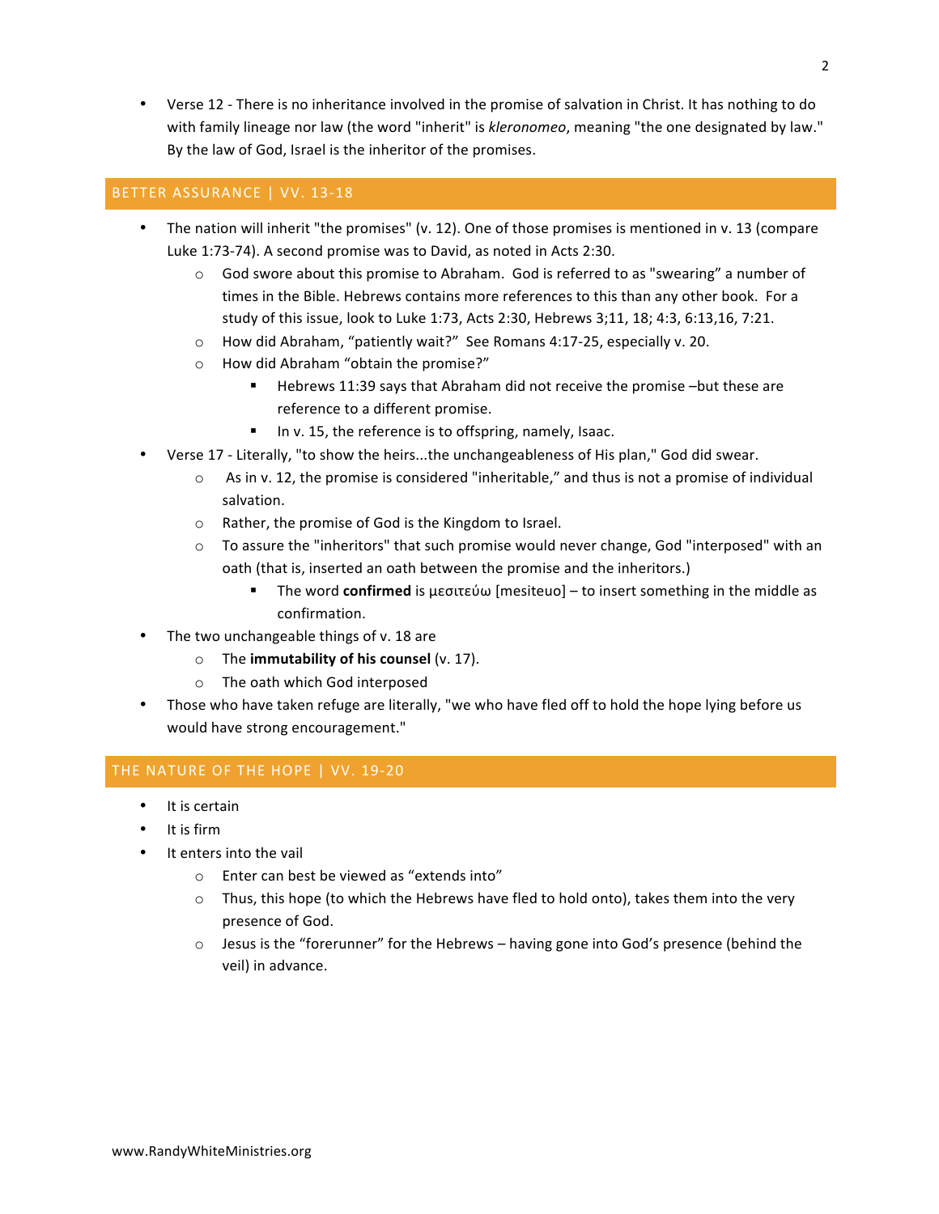- Verse 12 - There is no inheritance involved in the promise of salvation in Christ. It has nothing to do with family lineage nor law (the word "inherit" is *kleronomeo*, meaning "the one designated by law." By the law of God, Israel is the inheritor of the promises.

## BETTER ASSURANCE | VV. 13-18

- The nation will inherit "the promises" (v. 12). One of those promises is mentioned in v. 13 (compare Luke 1:73-74). A second promise was to David, as noted in Acts 2:30.
  - God swore about this promise to Abraham. God is referred to as "swearing" a number of times in the Bible. Hebrews contains more references to this than any other book. For a study of this issue, look to Luke 1:73, Acts 2:30, Hebrews 3;11, 18; 4:3, 6:13,16, 7:21.
  - How did Abraham, "patiently wait?" See Romans 4:17-25, especially v. 20.
  - How did Abraham "obtain the promise?"
    - Hebrews 11:39 says that Abraham did not receive the promise –but these are reference to a different promise.
    - In v. 15, the reference is to offspring, namely, Isaac.
- Verse 17 - Literally, "to show the heirs...the unchangeableness of His plan," God did swear.
  - As in v. 12, the promise is considered "inheritable," and thus is not a promise of individual salvation.
  - Rather, the promise of God is the Kingdom to Israel.
  - To assure the "inheritors" that such promise would never change, God "interposed" with an oath (that is, inserted an oath between the promise and the inheritors.)
    - The word **confirmed** is μεσιτεύω [mesiteuo] – to insert something in the middle as confirmation.
- The two unchangeable things of v. 18 are
  - The **immutability of his counsel** (v. 17).
  - The oath which God interposed
- Those who have taken refuge are literally, "we who have fled off to hold the hope lying before us would have strong encouragement."

## THE NATURE OF THE HOPE | VV. 19-20

- It is certain
- It is firm
- It enters into the vail
  - Enter can best be viewed as "extends into"
  - Thus, this hope (to which the Hebrews have fled to hold onto), takes them into the very presence of God.
  - Jesus is the "forerunner" for the Hebrews – having gone into God's presence (behind the veil) in advance.

www.RandyWhiteMinistries.org